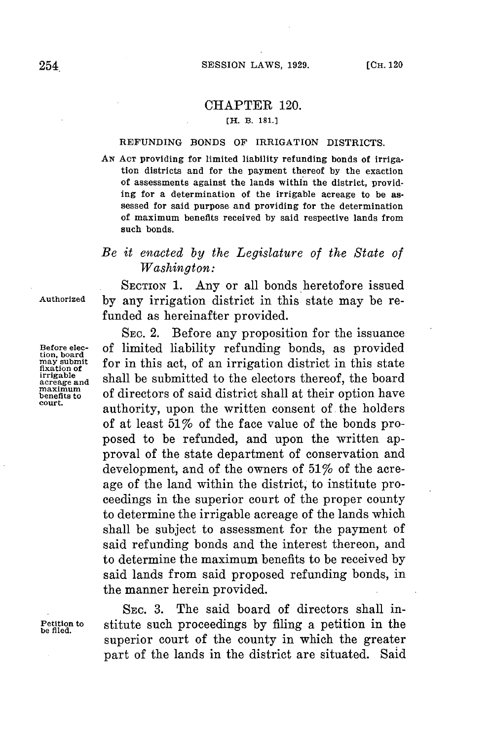# CHAPTER 120.

[H. B. 181.]

## REFUNDING BONDS OF IRRIGATION DISTRICTS.

AN ACT providing for limited liability refunding bonds of irrigation districts and for the payment thereof by the exaction of assessments against the lands within the district, providing for a determination of the irrigable acreage to be assessed for said purpose and providing for the determination of maximum benefits received by said respective lands from such bonds.

*Be it enacted by the Legislature of the State of Washington:*

Authorized

SECTION 1. Any or all bonds heretofore issued by any irrigation district in this state may be refunded as hereinafter provided.

Before election, board may submit fixation of irrigable acreage and maximum benefits to court.

SEC. 2. Before any proposition for the issuance of limited liability refunding bonds, as provided for in this act, of an irrigation district in this state shall be submitted to the electors thereof, the board of directors of said district shall at their option have authority, upon the written consent of the holders of at least 51% of the face value of the bonds proposed to be refunded, and upon the written approval of the state department of conservation and development, and of the owners of 51% of the acreage of the land within the district, to institute proceedings in the superior court of the proper county to determine the irrigable acreage of the lands which shall be subject to assessment for the payment of said refunding bonds and the interest thereon, and to determine the maximum benefits to be received by said lands from said proposed refunding bonds, in the manner herein provided.

Petition to be filed.

SEC. 3. The said board of directors shall institute such proceedings by filing a petition in the superior court of the county in which the greater part of the lands in the district are situated. Said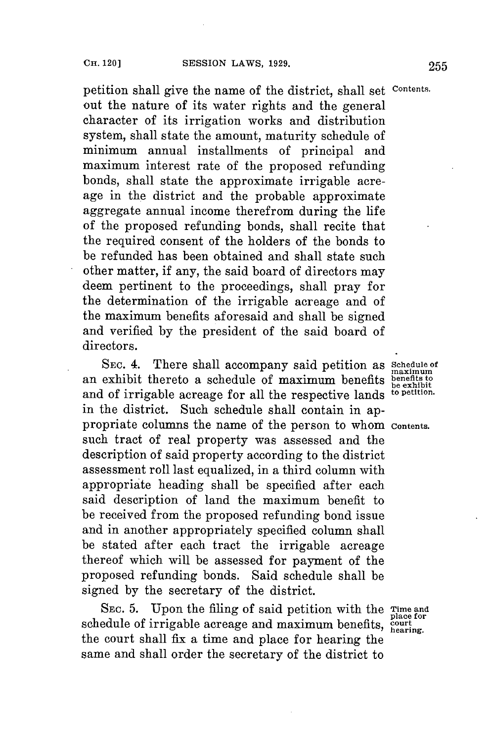petition shall give the name of the district, shall set out the nature of its water rights and the general character of its irrigation works and distribution system, shall state the amount, maturity schedule of minimum annual installments of principal and maximum interest rate of the proposed refunding bonds, shall state the approximate irrigable acreage in the district and the probable approximate aggregate annual income therefrom during the life of the proposed refunding bonds, shall recite that the required consent of the holders of the bonds to be refunded has been obtained and shall state such other matter, if any, the said board of directors may deem pertinent to the proceedings, shall pray for the determination of the irrigable acreage and of the maximum benefits aforesaid and shall be signed and verified by the president of the said board of directors.

*Contents.*

SEC. 4. There shall accompany said petition as an exhibit thereto a schedule of maximum benefits and of irrigable acreage for all the respective lands in the district. Such schedule shall contain in appropriate columns the name of the person to whom such tract of real property was assessed and the description of said property according to the district assessment roll last equalized, in a third column with appropriate heading shall be specified after each said description of land the maximum benefit to be received from the proposed refunding bond issue and in another appropriately specified column shall be stated after each tract the irrigable acreage thereof which will be assessed for payment of the proposed refunding bonds. Said schedule shall be signed by the secretary of the district.

*Schedule of maximum benefits to be exhibit to petition.*

*Contents.*

SEC. 5. Upon the filing of said petition with the schedule of irrigable acreage and maximum benefits, the court shall fix a time and place for hearing the same and shall order the secretary of the district to

*Time and place for court hearing.*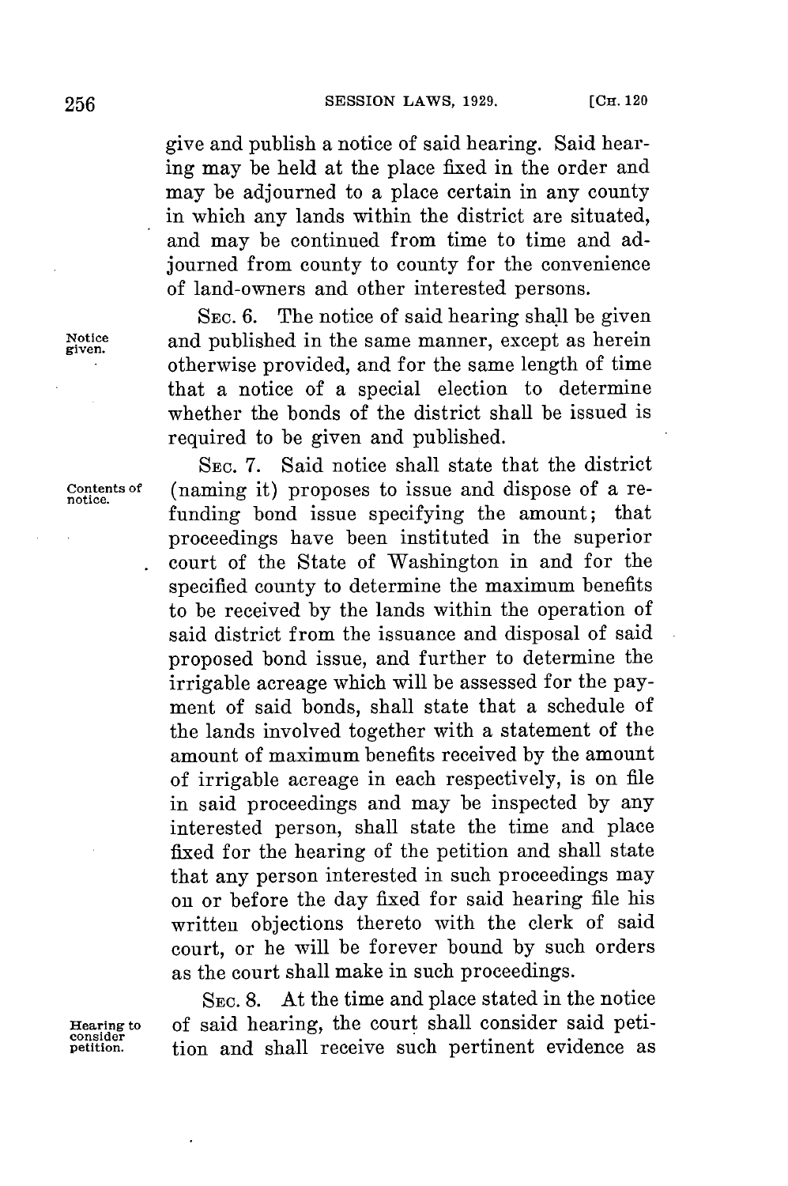give and publish a notice of said hearing. Said hearing may be held at the place fixed in the order and may be adjourned to a place certain in any county in which any lands within the district are situated, and may be continued from time to time and adjourned from county to county for the convenience of land-owners and other interested persons.

Notice given.

SEC. 6. The notice of said hearing shall be given and published in the same manner, except as herein otherwise provided, and for the same length of time that a notice of a special election to determine whether the bonds of the district shall be issued is required to be given and published.

Contents of notice.

SEC. 7. Said notice shall state that the district (naming it) proposes to issue and dispose of a refunding bond issue specifying the amount; that proceedings have been instituted in the superior court of the State of Washington in and for the specified county to determine the maximum benefits to be received by the lands within the operation of said district from the issuance and disposal of said proposed bond issue, and further to determine the irrigable acreage which will be assessed for the payment of said bonds, shall state that a schedule of the lands involved together with a statement of the amount of maximum benefits received by the amount of irrigable acreage in each respectively, is on file in said proceedings and may be inspected by any interested person, shall state the time and place fixed for the hearing of the petition and shall state that any person interested in such proceedings may on or before the day fixed for said hearing file his written objections thereto with the clerk of said court, or he will be forever bound by such orders as the court shall make in such proceedings.

Hearing to consider petition.

SEC. 8. At the time and place stated in the notice of said hearing, the court shall consider said petition and shall receive such pertinent evidence as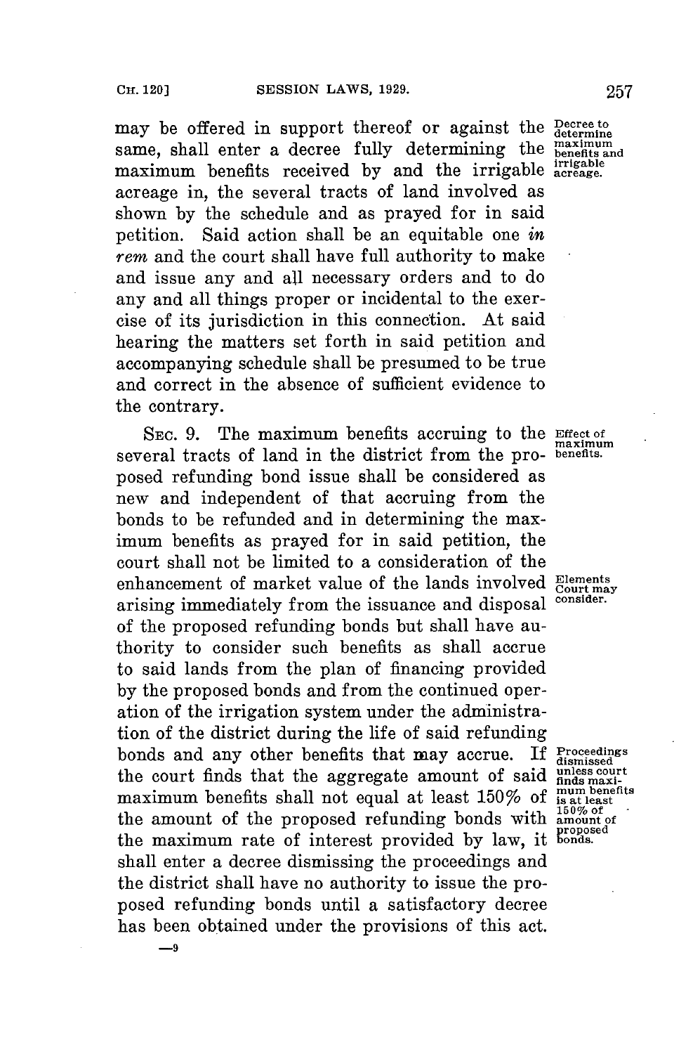may be offered in support thereof or against the same, shall enter a decree fully determining the maximum benefits received by and the irrigable acreage in, the several tracts of land involved as shown by the schedule and as prayed for in said petition. Said action shall be an equitable one *in rem* and the court shall have full authority to make and issue any and all necessary orders and to do any and all things proper or incidental to the exercise of its jurisdiction in this connection. At said hearing the matters set forth in said petition and accompanying schedule shall be presumed to be true and correct in the absence of sufficient evidence to the contrary.

Decree to determine maximum benefits and irrigable acreage.

SEC. 9. The maximum benefits accruing to the several tracts of land in the district from the proposed refunding bond issue shall be considered as new and independent of that accruing from the bonds to be refunded and in determining the maximum benefits as prayed for in said petition, the court shall not be limited to a consideration of the enhancement of market value of the lands involved arising immediately from the issuance and disposal of the proposed refunding bonds but shall have authority to consider such benefits as shall accrue to said lands from the plan of financing provided by the proposed bonds and from the continued operation of the irrigation system under the administration of the district during the life of said refunding bonds and any other benefits that may accrue. If the court finds that the aggregate amount of said maximum benefits shall not equal at least 150% of the amount of the proposed refunding bonds with the maximum rate of interest provided by law, it shall enter a decree dismissing the proceedings and the district shall have no authority to issue the proposed refunding bonds until a satisfactory decree has been obtained under the provisions of this act.

Effect of maximum benefits.

Elements Court may consider.

Proceedings dismissed unless court finds maximum benefits is at least 150% of amount of proposed bonds.

—9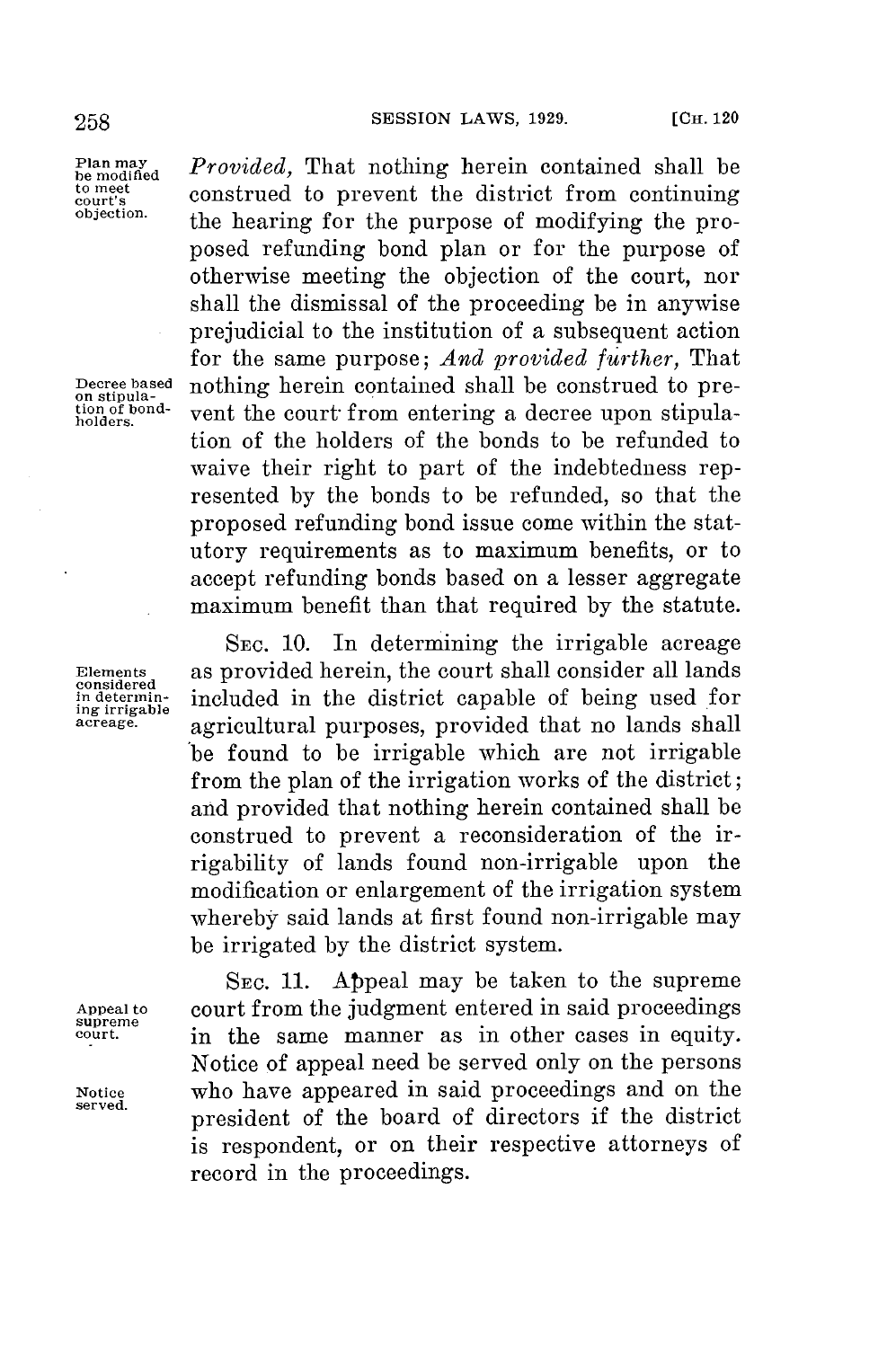*Provided,* That nothing herein contained shall be construed to prevent the district from continuing the hearing for the purpose of modifying the proposed refunding bond plan or for the purpose of otherwise meeting the objection of the court, nor shall the dismissal of the proceeding be in anywise prejudicial to the institution of a subsequent action for the same purpose; *And provided further,* That nothing herein contained shall be construed to prevent the court from entering a decree upon stipulation of the holders of the bonds to be refunded to waive their right to part of the indebtedness represented by the bonds to be refunded, so that the proposed refunding bond issue come within the statutory requirements as to maximum benefits, or to accept refunding bonds based on a lesser aggregate maximum benefit than that required by the statute.

Plan may be modified to meet court's objection.

Decree based on stipulation of bondholders.

SEC. 10. In determining the irrigable acreage as provided herein, the court shall consider all lands included in the district capable of being used for agricultural purposes, provided that no lands shall be found to be irrigable which are not irrigable from the plan of the irrigation works of the district; and provided that nothing herein contained shall be construed to prevent a reconsideration of the irrigability of lands found non-irrigable upon the modification or enlargement of the irrigation system whereby said lands at first found non-irrigable may be irrigated by the district system.

Elements considered in determining irrigable acreage.

SEC. 11. Appeal may be taken to the supreme court from the judgment entered in said proceedings in the same manner as in other cases in equity. Notice of appeal need be served only on the persons who have appeared in said proceedings and on the president of the board of directors if the district is respondent, or on their respective attorneys of record in the proceedings.

Appeal to supreme court.

Notice served.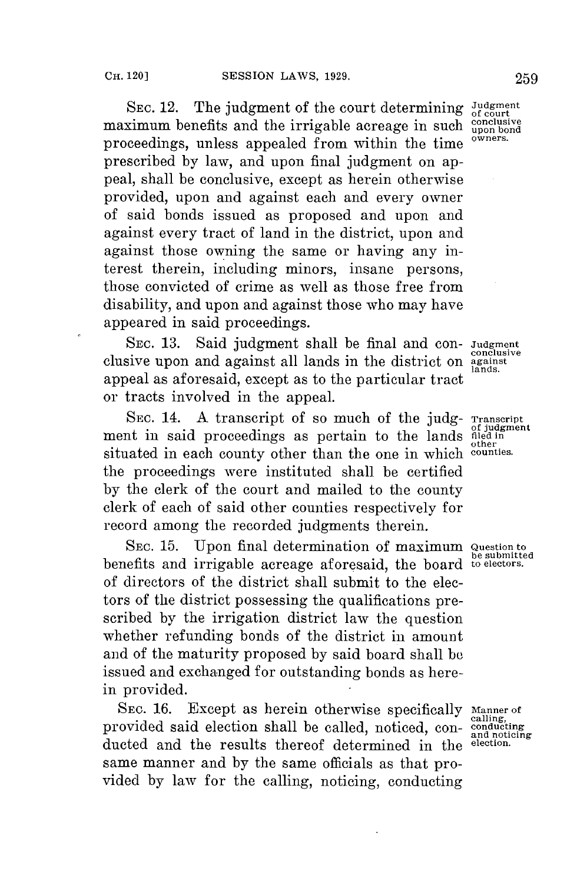SEC. 12. The judgment of the court determining maximum benefits and the irrigable acreage in such proceedings, unless appealed from within the time prescribed by law, and upon final judgment on appeal, shall be conclusive, except as herein otherwise provided, upon and against each and every owner of said bonds issued as proposed and upon and against every tract of land in the district, upon and against those owning the same or having any interest therein, including minors, insane persons, those convicted of crime as well as those free from disability, and upon and against those who may have appeared in said proceedings.

*Judgment of court conclusive upon bond owners.*

SEC. 13. Said judgment shall be final and conclusive upon and against all lands in the district on appeal as aforesaid, except as to the particular tract or tracts involved in the appeal.

*Judgment conclusive against lands.*

SEC. 14. A transcript of so much of the judgment in said proceedings as pertain to the lands situated in each county other than the one in which the proceedings were instituted shall be certified by the clerk of the court and mailed to the county clerk of each of said other counties respectively for record among the recorded judgments therein.

*Transcript of judgment filed in other counties.*

SEC. 15. Upon final determination of maximum benefits and irrigable acreage aforesaid, the board of directors of the district shall submit to the electors of the district possessing the qualifications prescribed by the irrigation district law the question whether refunding bonds of the district in amount and of the maturity proposed by said board shall be issued and exchanged for outstanding bonds as herein provided.

*Question to be submitted to electors.*

SEC. 16. Except as herein otherwise specifically provided said election shall be called, noticed, conducted and the results thereof determined in the same manner and by the same officials as that provided by law for the calling, noticing, conducting

*Manner of calling, conducting and noticing election.*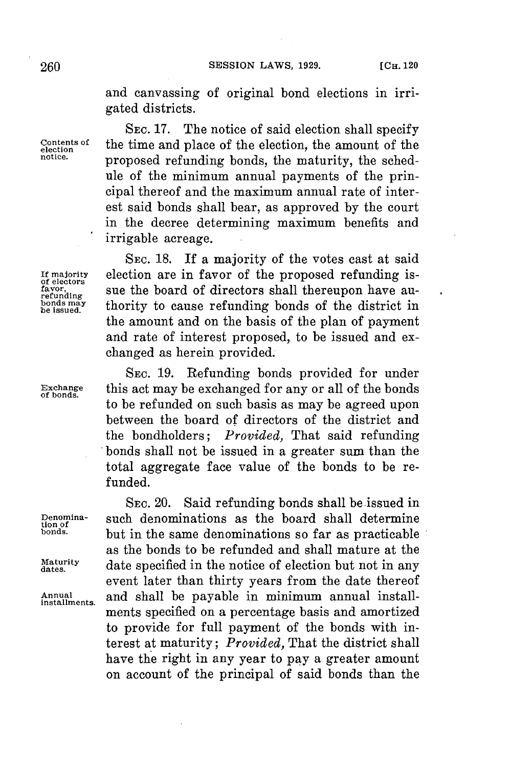and canvassing of original bond elections in irrigated districts.

Contents of election notice.

SEC. 17. The notice of said election shall specify the time and place of the election, the amount of the proposed refunding bonds, the maturity, the schedule of the minimum annual payments of the principal thereof and the maximum annual rate of interest said bonds shall bear, as approved by the court in the decree determining maximum benefits and irrigable acreage.

If majority of electors favor, refunding bonds may be issued.

SEC. 18. If a majority of the votes cast at said election are in favor of the proposed refunding issue the board of directors shall thereupon have authority to cause refunding bonds of the district in the amount and on the basis of the plan of payment and rate of interest proposed, to be issued and exchanged as herein provided.

Exchange of bonds.

SEC. 19. Refunding bonds provided for under this act may be exchanged for any or all of the bonds to be refunded on such basis as may be agreed upon between the board of directors of the district and the bondholders; *Provided,* That said refunding bonds shall not be issued in a greater sum than the total aggregate face value of the bonds to be refunded.

Denomination of bonds.

Maturity dates.

Annual installments.

SEC. 20. Said refunding bonds shall be issued in such denominations as the board shall determine but in the same denominations so far as practicable as the bonds to be refunded and shall mature at the date specified in the notice of election but not in any event later than thirty years from the date thereof and shall be payable in minimum annual installments specified on a percentage basis and amortized to provide for full payment of the bonds with interest at maturity; *Provided,* That the district shall have the right in any year to pay a greater amount on account of the principal of said bonds than the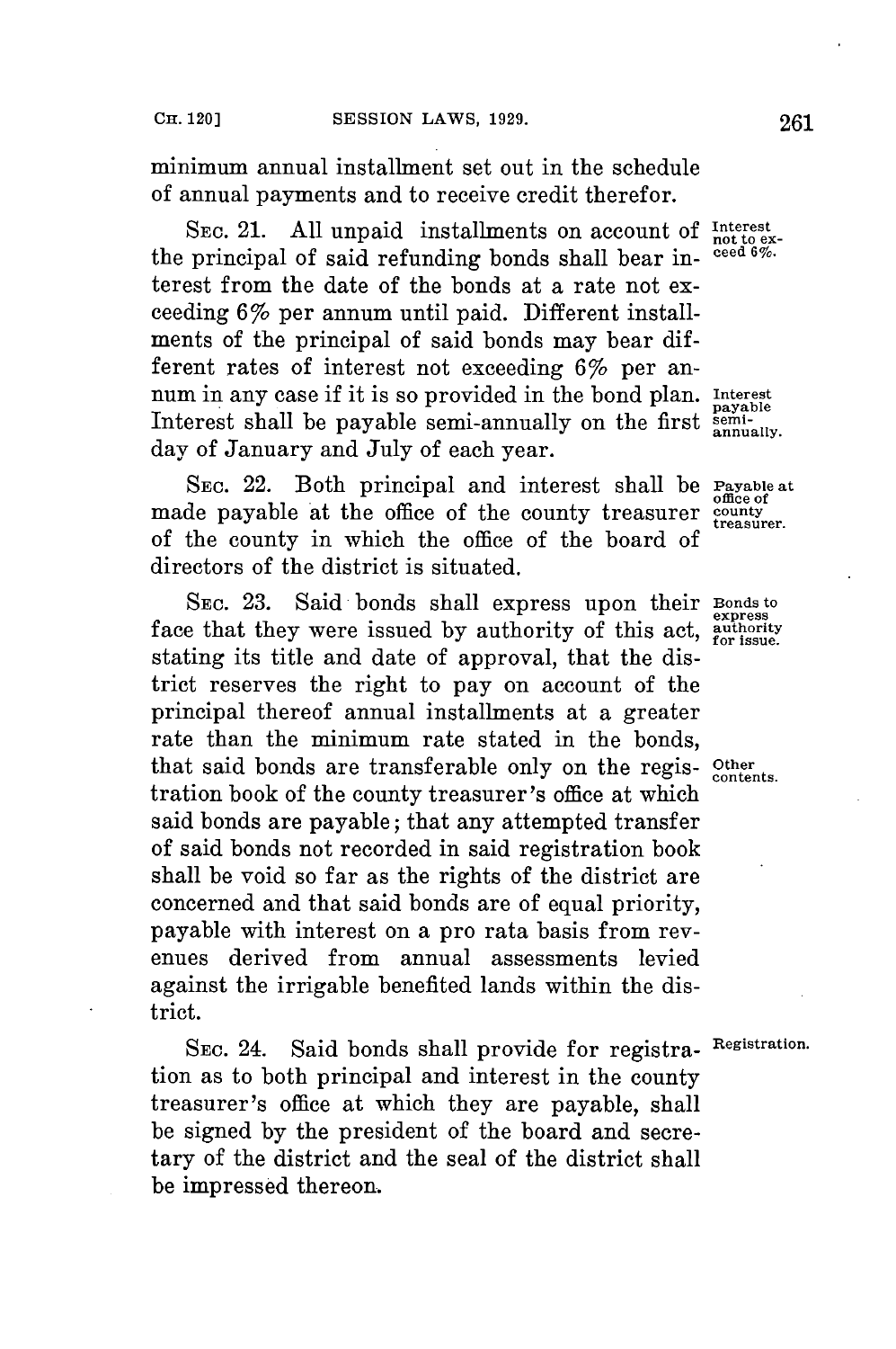minimum annual installment set out in the schedule of annual payments and to receive credit therefor.

SEC. 21. All unpaid installments on account of the principal of said refunding bonds shall bear interest from the date of the bonds at a rate not exceeding 6% per annum until paid. Different installments of the principal of said bonds may bear different rates of interest not exceeding 6% per annum in any case if it is so provided in the bond plan. Interest shall be payable semi-annually on the first day of January and July of each year.

*Interest not to exceed 6%.*

*Interest payable semi-annually.*

SEC. 22. Both principal and interest shall be made payable at the office of the county treasurer of the county in which the office of the board of directors of the district is situated.

*Payable at office of county treasurer.*

SEC. 23. Said bonds shall express upon their face that they were issued by authority of this act, stating its title and date of approval, that the district reserves the right to pay on account of the principal thereof annual installments at a greater rate than the minimum rate stated in the bonds, that said bonds are transferable only on the registration book of the county treasurer's office at which said bonds are payable; that any attempted transfer of said bonds not recorded in said registration book shall be void so far as the rights of the district are concerned and that said bonds are of equal priority, payable with interest on a pro rata basis from revenues derived from annual assessments levied against the irrigable benefited lands within the district.

*Bonds to express authority for issue.*

*Other contents.*

SEC. 24. Said bonds shall provide for registration as to both principal and interest in the county treasurer's office at which they are payable, shall be signed by the president of the board and secretary of the district and the seal of the district shall be impressed thereon.

*Registration.*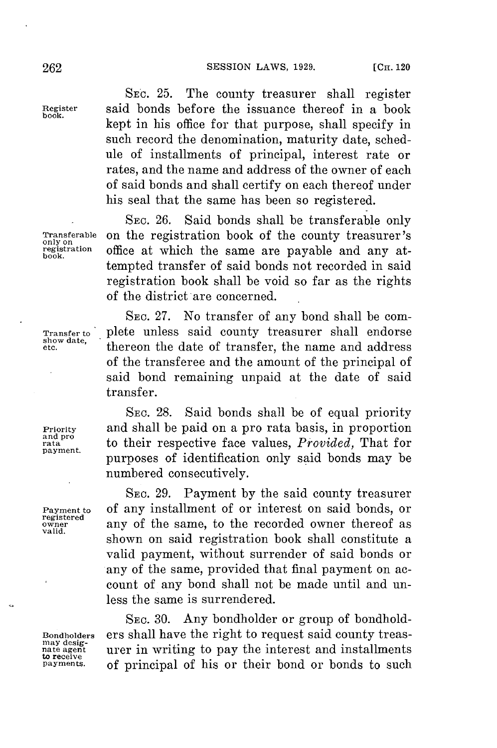**Register book.**

SEC. 25. The county treasurer shall register said bonds before the issuance thereof in a book kept in his office for that purpose, shall specify in such record the denomination, maturity date, schedule of installments of principal, interest rate or rates, and the name and address of the owner of each of said bonds and shall certify on each thereof under his seal that the same has been so registered.

**Transferable only on registration book.**

SEC. 26. Said bonds shall be transferable only on the registration book of the county treasurer's office at which the same are payable and any attempted transfer of said bonds not recorded in said registration book shall be void so far as the rights of the district are concerned.

**Transfer to show date, etc.**

SEC. 27. No transfer of any bond shall be complete unless said county treasurer shall endorse thereon the date of transfer, the name and address of the transferee and the amount of the principal of said bond remaining unpaid at the date of said transfer.

**Priority and pro rata payment.**

SEC. 28. Said bonds shall be of equal priority and shall be paid on a pro rata basis, in proportion to their respective face values, *Provided,* That for purposes of identification only said bonds may be numbered consecutively.

**Payment to registered owner valid.**

SEC. 29. Payment by the said county treasurer of any installment of or interest on said bonds, or any of the same, to the recorded owner thereof as shown on said registration book shall constitute a valid payment, without surrender of said bonds or any of the same, provided that final payment on account of any bond shall not be made until and unless the same is surrendered.

**Bondholders may designate agent to receive payments.**

SEC. 30. Any bondholder or group of bondholders shall have the right to request said county treasurer in writing to pay the interest and installments of principal of his or their bond or bonds to such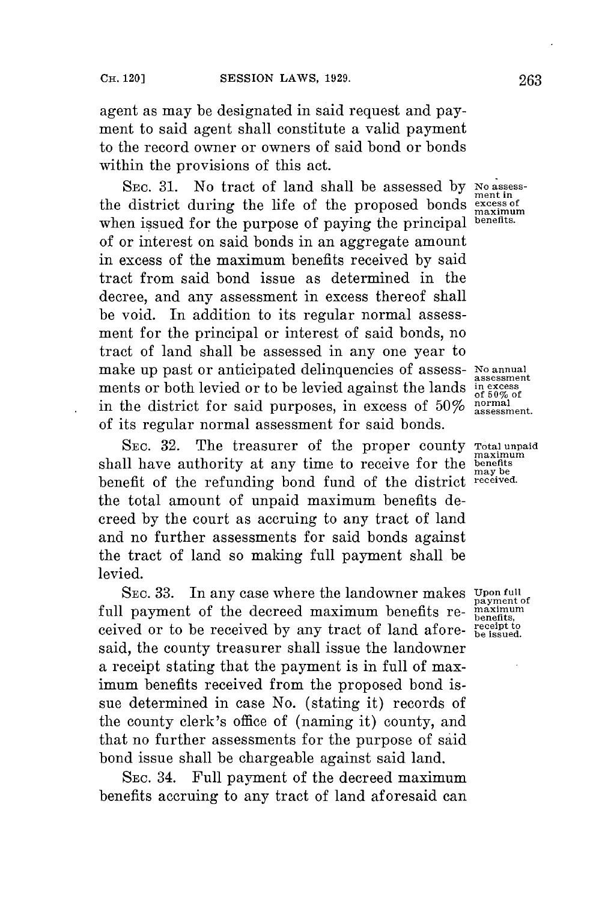agent as may be designated in said request and payment to said agent shall constitute a valid payment to the record owner or owners of said bond or bonds within the provisions of this act.

SEC. 31. No tract of land shall be assessed by the district during the life of the proposed bonds when issued for the purpose of paying the principal of or interest on said bonds in an aggregate amount in excess of the maximum benefits received by said tract from said bond issue as determined in the decree, and any assessment in excess thereof shall be void. In addition to its regular normal assessment for the principal or interest of said bonds, no tract of land shall be assessed in any one year to make up past or anticipated delinquencies of assessments or both levied or to be levied against the lands in the district for said purposes, in excess of 50% of its regular normal assessment for said bonds.

*No assessment in excess of maximum benefits.*

*No annual assessment in excess of 50% of normal assessment.*

SEC. 32. The treasurer of the proper county shall have authority at any time to receive for the benefit of the refunding bond fund of the district the total amount of unpaid maximum benefits decreed by the court as accruing to any tract of land and no further assessments for said bonds against the tract of land so making full payment shall be levied.

*Total unpaid maximum benefits may be received.*

SEC. 33. In any case where the landowner makes full payment of the decreed maximum benefits received or to be received by any tract of land aforesaid, the county treasurer shall issue the landowner a receipt stating that the payment is in full of maximum benefits received from the proposed bond issue determined in case No. (stating it) records of the county clerk's office of (naming it) county, and that no further assessments for the purpose of said bond issue shall be chargeable against said land.

*Upon full payment of maximum benefits, receipt to be issued.*

SEC. 34. Full payment of the decreed maximum benefits accruing to any tract of land aforesaid can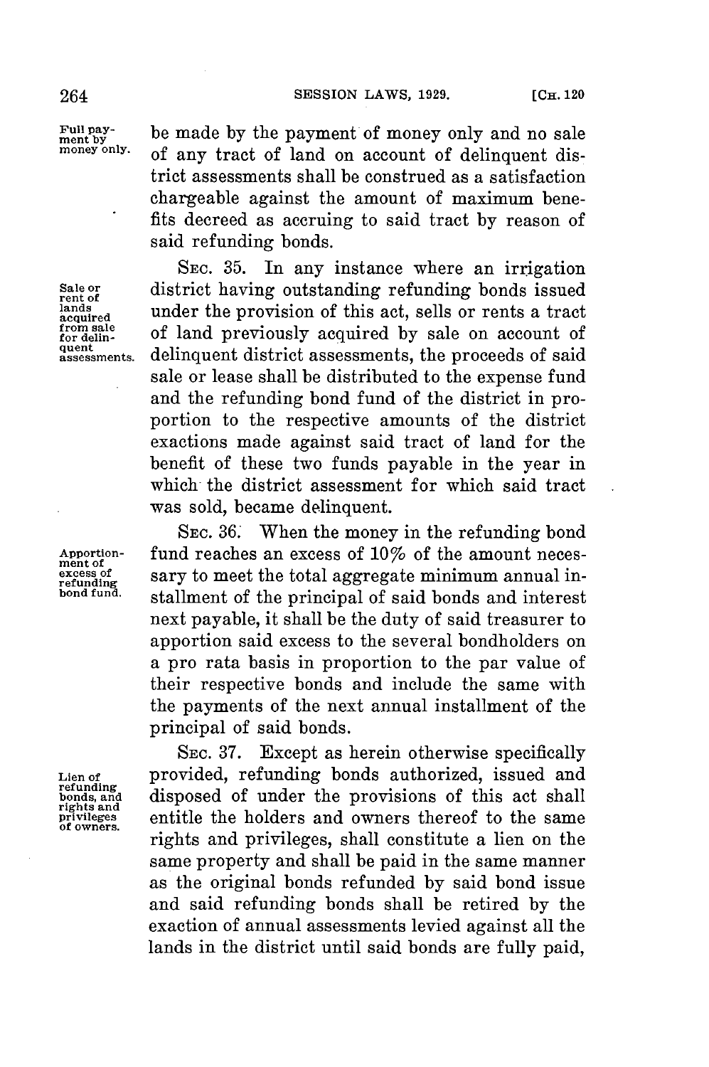be made by the payment of money only and no sale of any tract of land on account of delinquent district assessments shall be construed as a satisfaction chargeable against the amount of maximum benefits decreed as accruing to said tract by reason of said refunding bonds.

*Full payment by money only.*

SEC. 35. In any instance where an irrigation district having outstanding refunding bonds issued under the provision of this act, sells or rents a tract of land previously acquired by sale on account of delinquent district assessments, the proceeds of said sale or lease shall be distributed to the expense fund and the refunding bond fund of the district in proportion to the respective amounts of the district exactions made against said tract of land for the benefit of these two funds payable in the year in which the district assessment for which said tract was sold, became delinquent.

*Sale or rent of lands acquired from sale for delinquent assessments.*

SEC. 36. When the money in the refunding bond fund reaches an excess of 10% of the amount necessary to meet the total aggregate minimum annual installment of the principal of said bonds and interest next payable, it shall be the duty of said treasurer to apportion said excess to the several bondholders on a pro rata basis in proportion to the par value of their respective bonds and include the same with the payments of the next annual installment of the principal of said bonds.

*Apportionment of excess of refunding bond fund.*

SEC. 37. Except as herein otherwise specifically provided, refunding bonds authorized, issued and disposed of under the provisions of this act shall entitle the holders and owners thereof to the same rights and privileges, shall constitute a lien on the same property and shall be paid in the same manner as the original bonds refunded by said bond issue and said refunding bonds shall be retired by the exaction of annual assessments levied against all the lands in the district until said bonds are fully paid,

*Lien of refunding bonds, and rights and privileges of owners.*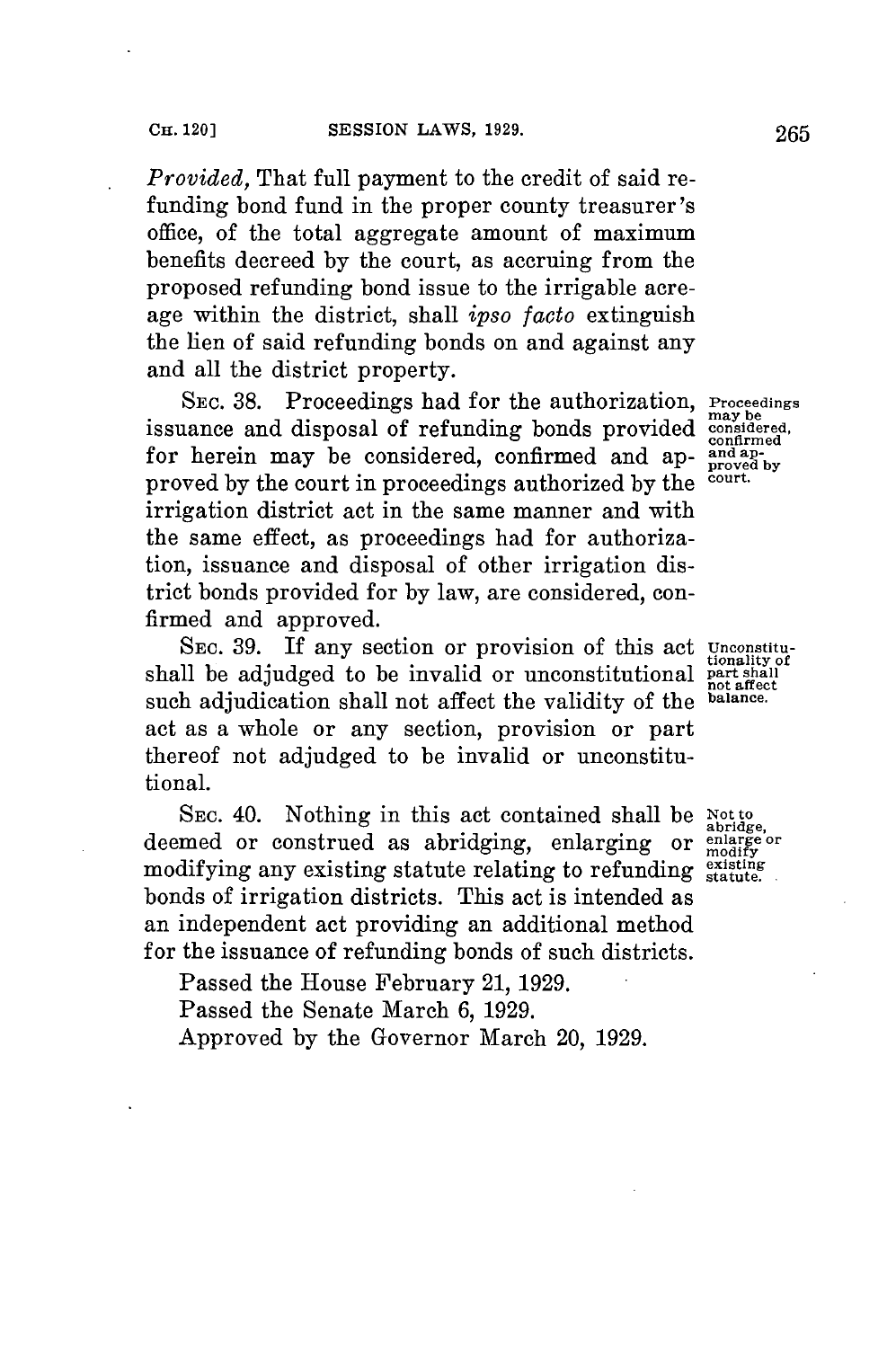*Provided,* That full payment to the credit of said refunding bond fund in the proper county treasurer's office, of the total aggregate amount of maximum benefits decreed by the court, as accruing from the proposed refunding bond issue to the irrigable acreage within the district, shall *ipso facto* extinguish the lien of said refunding bonds on and against any and all the district property.

SEC. 38. Proceedings had for the authorization, issuance and disposal of refunding bonds provided for herein may be considered, confirmed and approved by the court in proceedings authorized by the irrigation district act in the same manner and with the same effect, as proceedings had for authorization, issuance and disposal of other irrigation district bonds provided for by law, are considered, confirmed and approved.

Proceedings may be considered, confirmed and approved by court.

SEC. 39. If any section or provision of this act shall be adjudged to be invalid or unconstitutional such adjudication shall not affect the validity of the act as a whole or any section, provision or part thereof not adjudged to be invalid or unconstitutional.

Unconstitutionality of part shall not affect balance.

SEC. 40. Nothing in this act contained shall be deemed or construed as abridging, enlarging or modifying any existing statute relating to refunding bonds of irrigation districts. This act is intended as an independent act providing an additional method for the issuance of refunding bonds of such districts.

Not to abridge, enlarge or modify existing statute.

Passed the House February 21, 1929.

Passed the Senate March 6, 1929.

Approved by the Governor March 20, 1929.